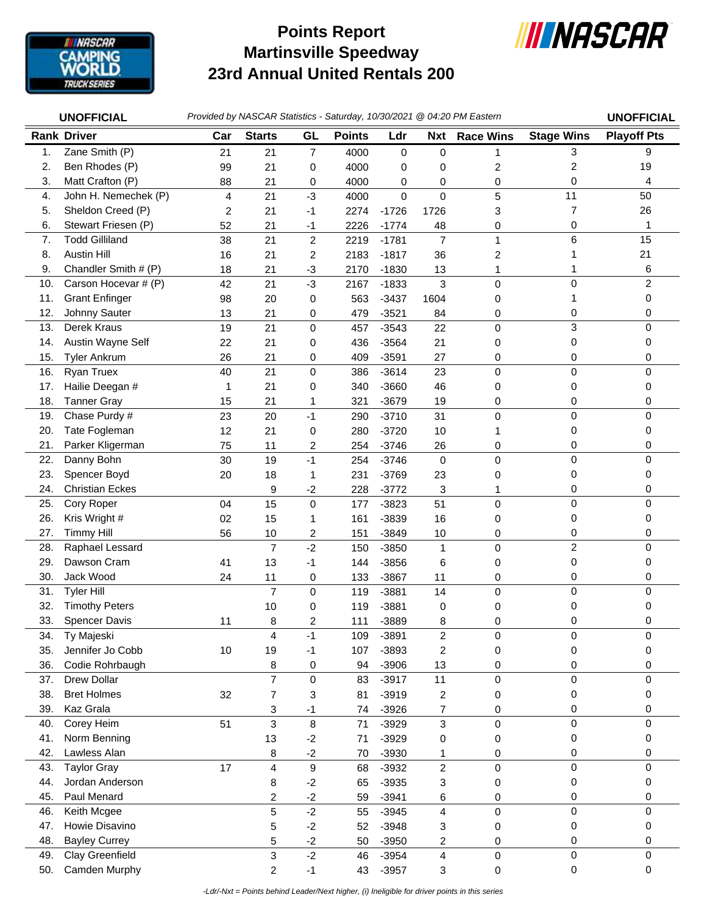# Points Report
# Martinsville Speedway
# 23rd Annual United Rentals 200

**UNOFFICIAL** *Provided by NASCAR Statistics - Saturday, 10/30/2021 @ 04:20 PM Eastern* **UNOFFICIAL**

| Rank | Driver | Car | Starts | GL | Points | Ldr | Nxt | Race Wins | Stage Wins | Playoff Pts |
|---|---|---|---|---|---|---|---|---|---|---|
| 1. | Zane Smith (P) | 21 | 21 | 7 | 4000 | 0 | 0 | 1 | 3 | 9 |
| 2. | Ben Rhodes (P) | 99 | 21 | 0 | 4000 | 0 | 0 | 2 | 2 | 19 |
| 3. | Matt Crafton (P) | 88 | 21 | 0 | 4000 | 0 | 0 | 0 | 0 | 4 |
| 4. | John H. Nemechek (P) | 4 | 21 | -3 | 4000 | 0 | 0 | 5 | 11 | 50 |
| 5. | Sheldon Creed (P) | 2 | 21 | -1 | 2274 | -1726 | 1726 | 3 | 7 | 26 |
| 6. | Stewart Friesen (P) | 52 | 21 | -1 | 2226 | -1774 | 48 | 0 | 0 | 1 |
| 7. | Todd Gilliland | 38 | 21 | 2 | 2219 | -1781 | 7 | 1 | 6 | 15 |
| 8. | Austin Hill | 16 | 21 | 2 | 2183 | -1817 | 36 | 2 | 1 | 21 |
| 9. | Chandler Smith # (P) | 18 | 21 | -3 | 2170 | -1830 | 13 | 1 | 1 | 6 |
| 10. | Carson Hocevar # (P) | 42 | 21 | -3 | 2167 | -1833 | 3 | 0 | 0 | 2 |
| 11. | Grant Enfinger | 98 | 20 | 0 | 563 | -3437 | 1604 | 0 | 1 | 0 |
| 12. | Johnny Sauter | 13 | 21 | 0 | 479 | -3521 | 84 | 0 | 0 | 0 |
| 13. | Derek Kraus | 19 | 21 | 0 | 457 | -3543 | 22 | 0 | 3 | 0 |
| 14. | Austin Wayne Self | 22 | 21 | 0 | 436 | -3564 | 21 | 0 | 0 | 0 |
| 15. | Tyler Ankrum | 26 | 21 | 0 | 409 | -3591 | 27 | 0 | 0 | 0 |
| 16. | Ryan Truex | 40 | 21 | 0 | 386 | -3614 | 23 | 0 | 0 | 0 |
| 17. | Hailie Deegan # | 1 | 21 | 0 | 340 | -3660 | 46 | 0 | 0 | 0 |
| 18. | Tanner Gray | 15 | 21 | 1 | 321 | -3679 | 19 | 0 | 0 | 0 |
| 19. | Chase Purdy # | 23 | 20 | -1 | 290 | -3710 | 31 | 0 | 0 | 0 |
| 20. | Tate Fogleman | 12 | 21 | 0 | 280 | -3720 | 10 | 1 | 0 | 0 |
| 21. | Parker Kligerman | 75 | 11 | 2 | 254 | -3746 | 26 | 0 | 0 | 0 |
| 22. | Danny Bohn | 30 | 19 | -1 | 254 | -3746 | 0 | 0 | 0 | 0 |
| 23. | Spencer Boyd | 20 | 18 | 1 | 231 | -3769 | 23 | 0 | 0 | 0 |
| 24. | Christian Eckes | | 9 | -2 | 228 | -3772 | 3 | 1 | 0 | 0 |
| 25. | Cory Roper | 04 | 15 | 0 | 177 | -3823 | 51 | 0 | 0 | 0 |
| 26. | Kris Wright # | 02 | 15 | 1 | 161 | -3839 | 16 | 0 | 0 | 0 |
| 27. | Timmy Hill | 56 | 10 | 2 | 151 | -3849 | 10 | 0 | 0 | 0 |
| 28. | Raphael Lessard | | 7 | -2 | 150 | -3850 | 1 | 0 | 2 | 0 |
| 29. | Dawson Cram | 41 | 13 | -1 | 144 | -3856 | 6 | 0 | 0 | 0 |
| 30. | Jack Wood | 24 | 11 | 0 | 133 | -3867 | 11 | 0 | 0 | 0 |
| 31. | Tyler Hill | | 7 | 0 | 119 | -3881 | 14 | 0 | 0 | 0 |
| 32. | Timothy Peters | | 10 | 0 | 119 | -3881 | 0 | 0 | 0 | 0 |
| 33. | Spencer Davis | 11 | 8 | 2 | 111 | -3889 | 8 | 0 | 0 | 0 |
| 34. | Ty Majeski | | 4 | -1 | 109 | -3891 | 2 | 0 | 0 | 0 |
| 35. | Jennifer Jo Cobb | 10 | 19 | -1 | 107 | -3893 | 2 | 0 | 0 | 0 |
| 36. | Codie Rohrbaugh | | 8 | 0 | 94 | -3906 | 13 | 0 | 0 | 0 |
| 37. | Drew Dollar | | 7 | 0 | 83 | -3917 | 11 | 0 | 0 | 0 |
| 38. | Bret Holmes | 32 | 7 | 3 | 81 | -3919 | 2 | 0 | 0 | 0 |
| 39. | Kaz Grala | | 3 | -1 | 74 | -3926 | 7 | 0 | 0 | 0 |
| 40. | Corey Heim | 51 | 3 | 8 | 71 | -3929 | 3 | 0 | 0 | 0 |
| 41. | Norm Benning | | 13 | -2 | 71 | -3929 | 0 | 0 | 0 | 0 |
| 42. | Lawless Alan | | 8 | -2 | 70 | -3930 | 1 | 0 | 0 | 0 |
| 43. | Taylor Gray | 17 | 4 | 9 | 68 | -3932 | 2 | 0 | 0 | 0 |
| 44. | Jordan Anderson | | 8 | -2 | 65 | -3935 | 3 | 0 | 0 | 0 |
| 45. | Paul Menard | | 2 | -2 | 59 | -3941 | 6 | 0 | 0 | 0 |
| 46. | Keith Mcgee | | 5 | -2 | 55 | -3945 | 4 | 0 | 0 | 0 |
| 47. | Howie Disavino | | 5 | -2 | 52 | -3948 | 3 | 0 | 0 | 0 |
| 48. | Bayley Currey | | 5 | -2 | 50 | -3950 | 2 | 0 | 0 | 0 |
| 49. | Clay Greenfield | | 3 | -2 | 46 | -3954 | 4 | 0 | 0 | 0 |
| 50. | Camden Murphy | | 2 | -1 | 43 | -3957 | 3 | 0 | 0 | 0 |

*-Ldr/-Nxt = Points behind Leader/Next higher, (i) Ineligible for driver points in this series*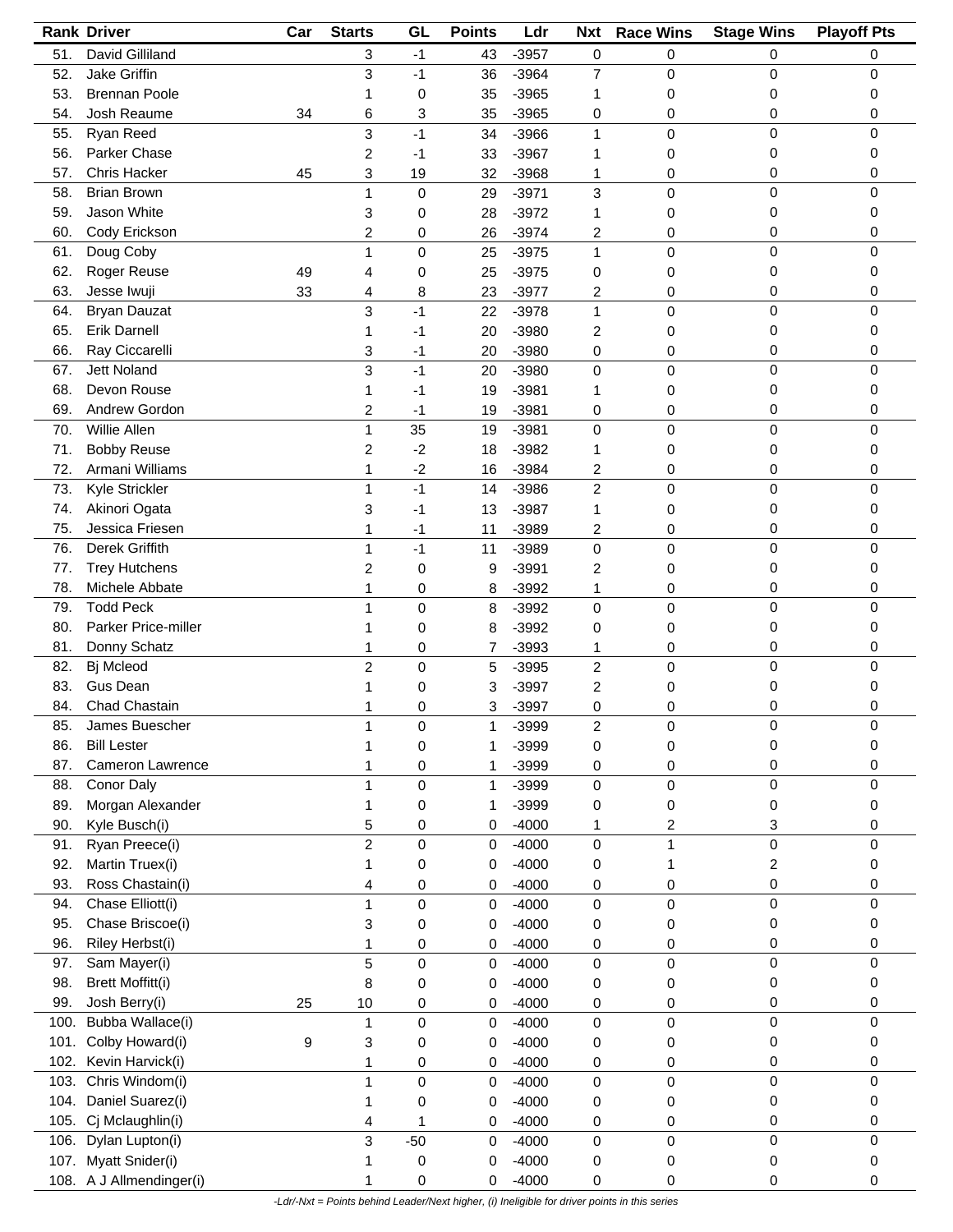| Rank | Driver | Car | Starts | GL | Points | Ldr | Nxt | Race Wins | Stage Wins | Playoff Pts |
|---|---|---|---|---|---|---|---|---|---|---|
| 51. | David Gilliland | | 3 | -1 | 43 | -3957 | 0 | 0 | 0 | 0 |
| 52. | Jake Griffin | | 3 | -1 | 36 | -3964 | 7 | 0 | 0 | 0 |
| 53. | Brennan Poole | | 1 | 0 | 35 | -3965 | 1 | 0 | 0 | 0 |
| 54. | Josh Reaume | 34 | 6 | 3 | 35 | -3965 | 0 | 0 | 0 | 0 |
| 55. | Ryan Reed | | 3 | -1 | 34 | -3966 | 1 | 0 | 0 | 0 |
| 56. | Parker Chase | | 2 | -1 | 33 | -3967 | 1 | 0 | 0 | 0 |
| 57. | Chris Hacker | 45 | 3 | 19 | 32 | -3968 | 1 | 0 | 0 | 0 |
| 58. | Brian Brown | | 1 | 0 | 29 | -3971 | 3 | 0 | 0 | 0 |
| 59. | Jason White | | 3 | 0 | 28 | -3972 | 1 | 0 | 0 | 0 |
| 60. | Cody Erickson | | 2 | 0 | 26 | -3974 | 2 | 0 | 0 | 0 |
| 61. | Doug Coby | | 1 | 0 | 25 | -3975 | 1 | 0 | 0 | 0 |
| 62. | Roger Reuse | 49 | 4 | 0 | 25 | -3975 | 0 | 0 | 0 | 0 |
| 63. | Jesse Iwuji | 33 | 4 | 8 | 23 | -3977 | 2 | 0 | 0 | 0 |
| 64. | Bryan Dauzat | | 3 | -1 | 22 | -3978 | 1 | 0 | 0 | 0 |
| 65. | Erik Darnell | | 1 | -1 | 20 | -3980 | 2 | 0 | 0 | 0 |
| 66. | Ray Ciccarelli | | 3 | -1 | 20 | -3980 | 0 | 0 | 0 | 0 |
| 67. | Jett Noland | | 3 | -1 | 20 | -3980 | 0 | 0 | 0 | 0 |
| 68. | Devon Rouse | | 1 | -1 | 19 | -3981 | 1 | 0 | 0 | 0 |
| 69. | Andrew Gordon | | 2 | -1 | 19 | -3981 | 0 | 0 | 0 | 0 |
| 70. | Willie Allen | | 1 | 35 | 19 | -3981 | 0 | 0 | 0 | 0 |
| 71. | Bobby Reuse | | 2 | -2 | 18 | -3982 | 1 | 0 | 0 | 0 |
| 72. | Armani Williams | | 1 | -2 | 16 | -3984 | 2 | 0 | 0 | 0 |
| 73. | Kyle Strickler | | 1 | -1 | 14 | -3986 | 2 | 0 | 0 | 0 |
| 74. | Akinori Ogata | | 3 | -1 | 13 | -3987 | 1 | 0 | 0 | 0 |
| 75. | Jessica Friesen | | 1 | -1 | 11 | -3989 | 2 | 0 | 0 | 0 |
| 76. | Derek Griffith | | 1 | -1 | 11 | -3989 | 0 | 0 | 0 | 0 |
| 77. | Trey Hutchens | | 2 | 0 | 9 | -3991 | 2 | 0 | 0 | 0 |
| 78. | Michele Abbate | | 1 | 0 | 8 | -3992 | 1 | 0 | 0 | 0 |
| 79. | Todd Peck | | 1 | 0 | 8 | -3992 | 0 | 0 | 0 | 0 |
| 80. | Parker Price-miller | | 1 | 0 | 8 | -3992 | 0 | 0 | 0 | 0 |
| 81. | Donny Schatz | | 1 | 0 | 7 | -3993 | 1 | 0 | 0 | 0 |
| 82. | Bj Mcleod | | 2 | 0 | 5 | -3995 | 2 | 0 | 0 | 0 |
| 83. | Gus Dean | | 1 | 0 | 3 | -3997 | 2 | 0 | 0 | 0 |
| 84. | Chad Chastain | | 1 | 0 | 3 | -3997 | 0 | 0 | 0 | 0 |
| 85. | James Buescher | | 1 | 0 | 1 | -3999 | 2 | 0 | 0 | 0 |
| 86. | Bill Lester | | 1 | 0 | 1 | -3999 | 0 | 0 | 0 | 0 |
| 87. | Cameron Lawrence | | 1 | 0 | 1 | -3999 | 0 | 0 | 0 | 0 |
| 88. | Conor Daly | | 1 | 0 | 1 | -3999 | 0 | 0 | 0 | 0 |
| 89. | Morgan Alexander | | 1 | 0 | 1 | -3999 | 0 | 0 | 0 | 0 |
| 90. | Kyle Busch(i) | | 5 | 0 | 0 | -4000 | 1 | 2 | 3 | 0 |
| 91. | Ryan Preece(i) | | 2 | 0 | 0 | -4000 | 0 | 1 | 0 | 0 |
| 92. | Martin Truex(i) | | 1 | 0 | 0 | -4000 | 0 | 1 | 2 | 0 |
| 93. | Ross Chastain(i) | | 4 | 0 | 0 | -4000 | 0 | 0 | 0 | 0 |
| 94. | Chase Elliott(i) | | 1 | 0 | 0 | -4000 | 0 | 0 | 0 | 0 |
| 95. | Chase Briscoe(i) | | 3 | 0 | 0 | -4000 | 0 | 0 | 0 | 0 |
| 96. | Riley Herbst(i) | | 1 | 0 | 0 | -4000 | 0 | 0 | 0 | 0 |
| 97. | Sam Mayer(i) | | 5 | 0 | 0 | -4000 | 0 | 0 | 0 | 0 |
| 98. | Brett Moffitt(i) | | 8 | 0 | 0 | -4000 | 0 | 0 | 0 | 0 |
| 99. | Josh Berry(i) | 25 | 10 | 0 | 0 | -4000 | 0 | 0 | 0 | 0 |
| 100. | Bubba Wallace(i) | | 1 | 0 | 0 | -4000 | 0 | 0 | 0 | 0 |
| 101. | Colby Howard(i) | 9 | 3 | 0 | 0 | -4000 | 0 | 0 | 0 | 0 |
| 102. | Kevin Harvick(i) | | 1 | 0 | 0 | -4000 | 0 | 0 | 0 | 0 |
| 103. | Chris Windom(i) | | 1 | 0 | 0 | -4000 | 0 | 0 | 0 | 0 |
| 104. | Daniel Suarez(i) | | 1 | 0 | 0 | -4000 | 0 | 0 | 0 | 0 |
| 105. | Cj Mclaughlin(i) | | 4 | 1 | 0 | -4000 | 0 | 0 | 0 | 0 |
| 106. | Dylan Lupton(i) | | 3 | -50 | 0 | -4000 | 0 | 0 | 0 | 0 |
| 107. | Myatt Snider(i) | | 1 | 0 | 0 | -4000 | 0 | 0 | 0 | 0 |
| 108. | A J Allmendinger(i) | | 1 | 0 | 0 | -4000 | 0 | 0 | 0 | 0 |

*-Ldr/-Nxt = Points behind Leader/Next higher, (i) Ineligible for driver points in this series*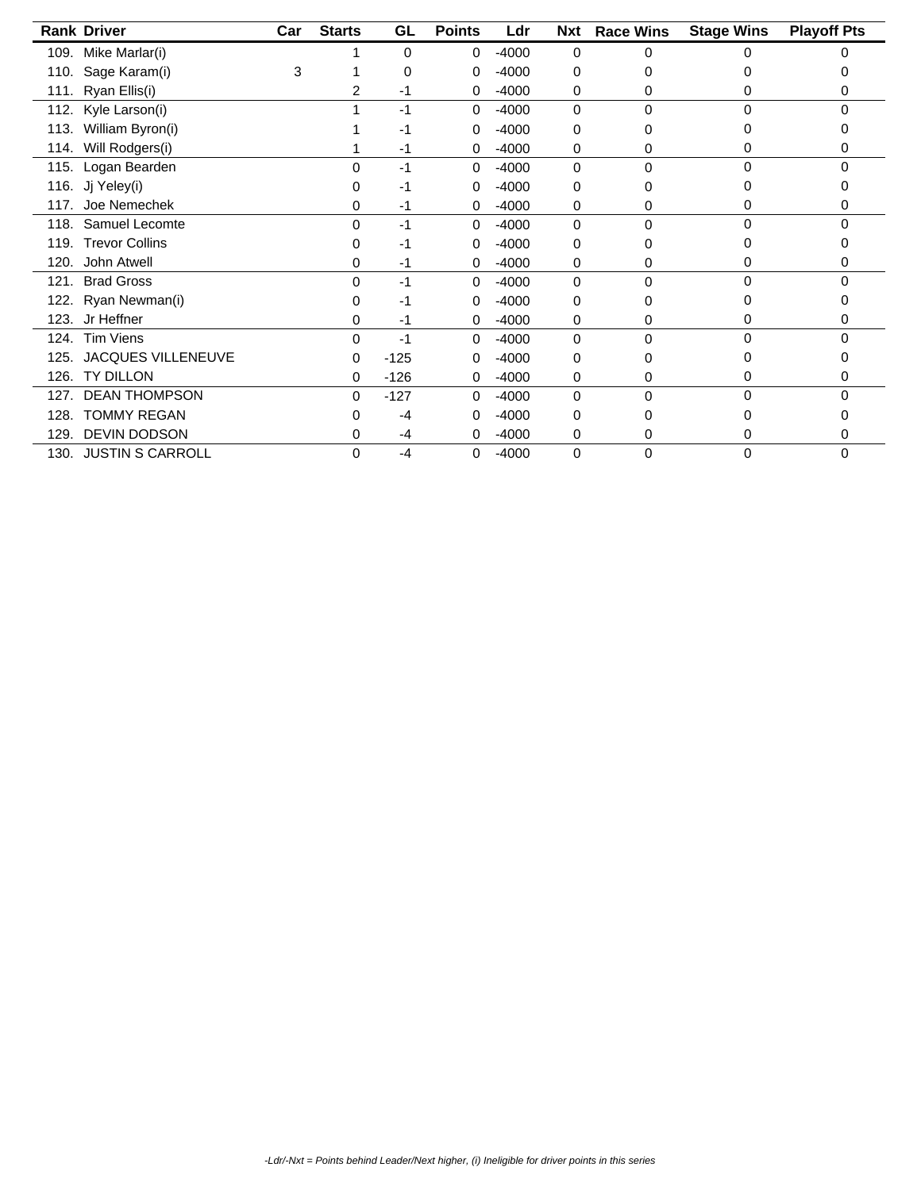| Rank | Driver | Car | Starts | GL | Points | Ldr | Nxt | Race Wins | Stage Wins | Playoff Pts |
|---|---|---|---|---|---|---|---|---|---|---|
| 109. | Mike Marlar(i) | | 1 | 0 | 0 | -4000 | 0 | 0 | 0 | 0 |
| 110. | Sage Karam(i) | 3 | 1 | 0 | 0 | -4000 | 0 | 0 | 0 | 0 |
| 111. | Ryan Ellis(i) | | 2 | -1 | 0 | -4000 | 0 | 0 | 0 | 0 |
| 112. | Kyle Larson(i) | | 1 | -1 | 0 | -4000 | 0 | 0 | 0 | 0 |
| 113. | William Byron(i) | | 1 | -1 | 0 | -4000 | 0 | 0 | 0 | 0 |
| 114. | Will Rodgers(i) | | 1 | -1 | 0 | -4000 | 0 | 0 | 0 | 0 |
| 115. | Logan Bearden | | 0 | -1 | 0 | -4000 | 0 | 0 | 0 | 0 |
| 116. | Jj Yeley(i) | | 0 | -1 | 0 | -4000 | 0 | 0 | 0 | 0 |
| 117. | Joe Nemechek | | 0 | -1 | 0 | -4000 | 0 | 0 | 0 | 0 |
| 118. | Samuel Lecomte | | 0 | -1 | 0 | -4000 | 0 | 0 | 0 | 0 |
| 119. | Trevor Collins | | 0 | -1 | 0 | -4000 | 0 | 0 | 0 | 0 |
| 120. | John Atwell | | 0 | -1 | 0 | -4000 | 0 | 0 | 0 | 0 |
| 121. | Brad Gross | | 0 | -1 | 0 | -4000 | 0 | 0 | 0 | 0 |
| 122. | Ryan Newman(i) | | 0 | -1 | 0 | -4000 | 0 | 0 | 0 | 0 |
| 123. | Jr Heffner | | 0 | -1 | 0 | -4000 | 0 | 0 | 0 | 0 |
| 124. | Tim Viens | | 0 | -1 | 0 | -4000 | 0 | 0 | 0 | 0 |
| 125. | JACQUES VILLENEUVE | | 0 | -125 | 0 | -4000 | 0 | 0 | 0 | 0 |
| 126. | TY DILLON | | 0 | -126 | 0 | -4000 | 0 | 0 | 0 | 0 |
| 127. | DEAN THOMPSON | | 0 | -127 | 0 | -4000 | 0 | 0 | 0 | 0 |
| 128. | TOMMY REGAN | | 0 | -4 | 0 | -4000 | 0 | 0 | 0 | 0 |
| 129. | DEVIN DODSON | | 0 | -4 | 0 | -4000 | 0 | 0 | 0 | 0 |
| 130. | JUSTIN S CARROLL | | 0 | -4 | 0 | -4000 | 0 | 0 | 0 | 0 |

*-Ldr/-Nxt = Points behind Leader/Next higher, (i) Ineligible for driver points in this series*